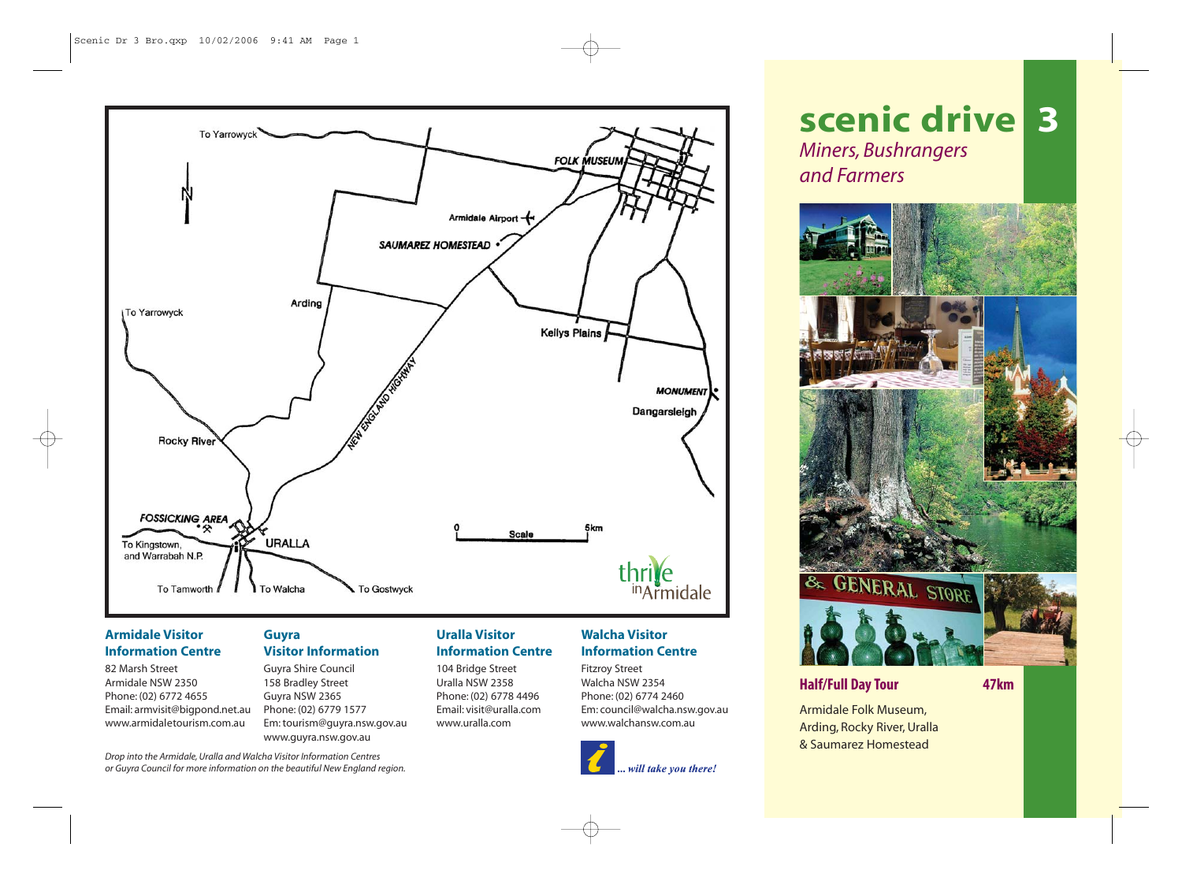# scenic drive 3

*Miners, Bushrangers and Farmers*

**Half/Full Day Tour** **47km**

Armidale Folk Museum, Arding, Rocky River, Uralla & Saumarez Homestead

To Yarrowyck

FOLK MUSEUM

Armidale Airport

SAUMAREZ HOMESTEAD

Arding

To Yarrowyck

Kellys Plains

NEW ENGLAND HIGHWAY

MONUMENT

Dangarsleigh

Rocky River

FOSSICKING AREA

URALLA

To Kingstown, and Warrabah N.P.

To Tamworth

To Walcha

To Gostwyck

0 Scale 5km

thrive in Armidale

**Armidale Visitor Information Centre**
82 Marsh Street
Armidale NSW 2350
Phone: (02) 6772 4655
Email: armvisit@bigpond.net.au
www.armidaletourism.com.au

**Guyra Visitor Information**
Guyra Shire Council
158 Bradley Street
Guyra NSW 2365
Phone: (02) 6779 1577
Em: tourism@guyra.nsw.gov.au
www.guyra.nsw.gov.au

**Uralla Visitor Information Centre**
104 Bridge Street
Uralla NSW 2358
Phone: (02) 6778 4496
Email: visit@uralla.com
www.uralla.com

**Walcha Visitor Information Centre**
Fitzroy Street
Walcha NSW 2354
Phone: (02) 6774 2460
Em: council@walcha.nsw.gov.au
www.walchansw.com.au

*Drop into the Armidale, Uralla and Walcha Visitor Information Centres or Guyra Council for more information on the beautiful New England region.*

*... will take you there!*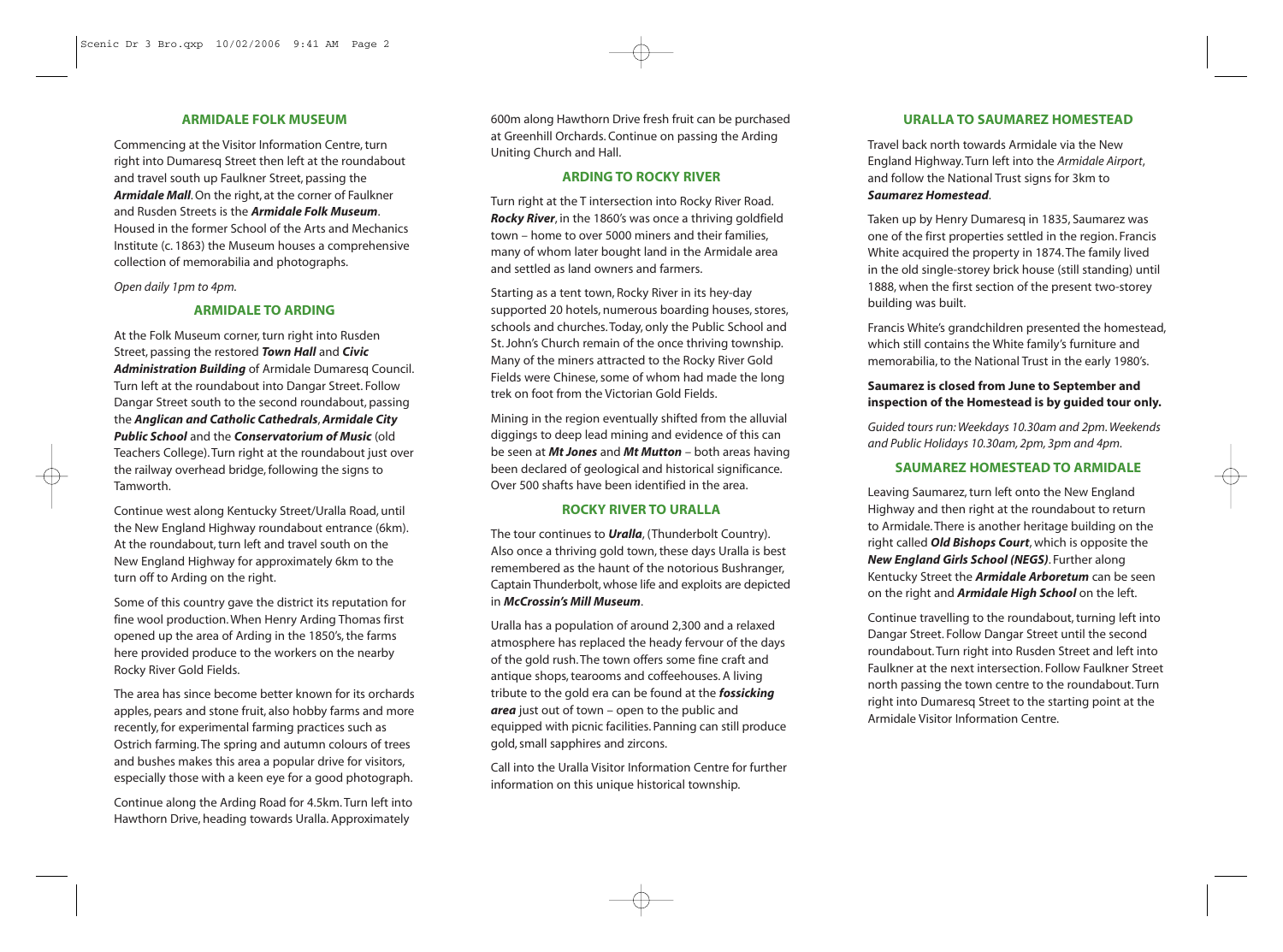## ARMIDALE FOLK MUSEUM

Commencing at the Visitor Information Centre, turn right into Dumaresq Street then left at the roundabout and travel south up Faulkner Street, passing the ***Armidale Mall***. On the right, at the corner of Faulkner and Rusden Streets is the ***Armidale Folk Museum***. Housed in the former School of the Arts and Mechanics Institute (c. 1863) the Museum houses a comprehensive collection of memorabilia and photographs.

*Open daily 1pm to 4pm.*

## ARMIDALE TO ARDING

At the Folk Museum corner, turn right into Rusden Street, passing the restored ***Town Hall*** and ***Civic Administration Building*** of Armidale Dumaresq Council. Turn left at the roundabout into Dangar Street. Follow Dangar Street south to the second roundabout, passing the ***Anglican and Catholic Cathedrals***, ***Armidale City Public School*** and the ***Conservatorium of Music*** (old Teachers College). Turn right at the roundabout just over the railway overhead bridge, following the signs to Tamworth.

Continue west along Kentucky Street/Uralla Road, until the New England Highway roundabout entrance (6km). At the roundabout, turn left and travel south on the New England Highway for approximately 6km to the turn off to Arding on the right.

Some of this country gave the district its reputation for fine wool production. When Henry Arding Thomas first opened up the area of Arding in the 1850's, the farms here provided produce to the workers on the nearby Rocky River Gold Fields.

The area has since become better known for its orchards apples, pears and stone fruit, also hobby farms and more recently, for experimental farming practices such as Ostrich farming. The spring and autumn colours of trees and bushes makes this area a popular drive for visitors, especially those with a keen eye for a good photograph.

Continue along the Arding Road for 4.5km. Turn left into Hawthorn Drive, heading towards Uralla. Approximately 600m along Hawthorn Drive fresh fruit can be purchased at Greenhill Orchards. Continue on passing the Arding Uniting Church and Hall.

## ARDING TO ROCKY RIVER

Turn right at the T intersection into Rocky River Road. ***Rocky River***, in the 1860's was once a thriving goldfield town – home to over 5000 miners and their families, many of whom later bought land in the Armidale area and settled as land owners and farmers.

Starting as a tent town, Rocky River in its hey-day supported 20 hotels, numerous boarding houses, stores, schools and churches. Today, only the Public School and St. John's Church remain of the once thriving township. Many of the miners attracted to the Rocky River Gold Fields were Chinese, some of whom had made the long trek on foot from the Victorian Gold Fields.

Mining in the region eventually shifted from the alluvial diggings to deep lead mining and evidence of this can be seen at ***Mt Jones*** and ***Mt Mutton*** – both areas having been declared of geological and historical significance. Over 500 shafts have been identified in the area.

## ROCKY RIVER TO URALLA

The tour continues to ***Uralla***, (Thunderbolt Country). Also once a thriving gold town, these days Uralla is best remembered as the haunt of the notorious Bushranger, Captain Thunderbolt, whose life and exploits are depicted in ***McCrossin's Mill Museum***.

Uralla has a population of around 2,300 and a relaxed atmosphere has replaced the heady fervour of the days of the gold rush. The town offers some fine craft and antique shops, tearooms and coffeehouses. A living tribute to the gold era can be found at the ***fossicking area*** just out of town – open to the public and equipped with picnic facilities. Panning can still produce gold, small sapphires and zircons.

Call into the Uralla Visitor Information Centre for further information on this unique historical township.

## URALLA TO SAUMAREZ HOMESTEAD

Travel back north towards Armidale via the New England Highway. Turn left into the *Armidale Airport*, and follow the National Trust signs for 3km to ***Saumarez Homestead***.

Taken up by Henry Dumaresq in 1835, Saumarez was one of the first properties settled in the region. Francis White acquired the property in 1874. The family lived in the old single-storey brick house (still standing) until 1888, when the first section of the present two-storey building was built.

Francis White's grandchildren presented the homestead, which still contains the White family's furniture and memorabilia, to the National Trust in the early 1980's.

**Saumarez is closed from June to September and inspection of the Homestead is by guided tour only.**

*Guided tours run: Weekdays 10.30am and 2pm. Weekends and Public Holidays 10.30am, 2pm, 3pm and 4pm.*

## SAUMAREZ HOMESTEAD TO ARMIDALE

Leaving Saumarez, turn left onto the New England Highway and then right at the roundabout to return to Armidale. There is another heritage building on the right called ***Old Bishops Court***, which is opposite the ***New England Girls School (NEGS)***. Further along Kentucky Street the ***Armidale Arboretum*** can be seen on the right and ***Armidale High School*** on the left.

Continue travelling to the roundabout, turning left into Dangar Street. Follow Dangar Street until the second roundabout. Turn right into Rusden Street and left into Faulkner at the next intersection. Follow Faulkner Street north passing the town centre to the roundabout. Turn right into Dumaresq Street to the starting point at the Armidale Visitor Information Centre.